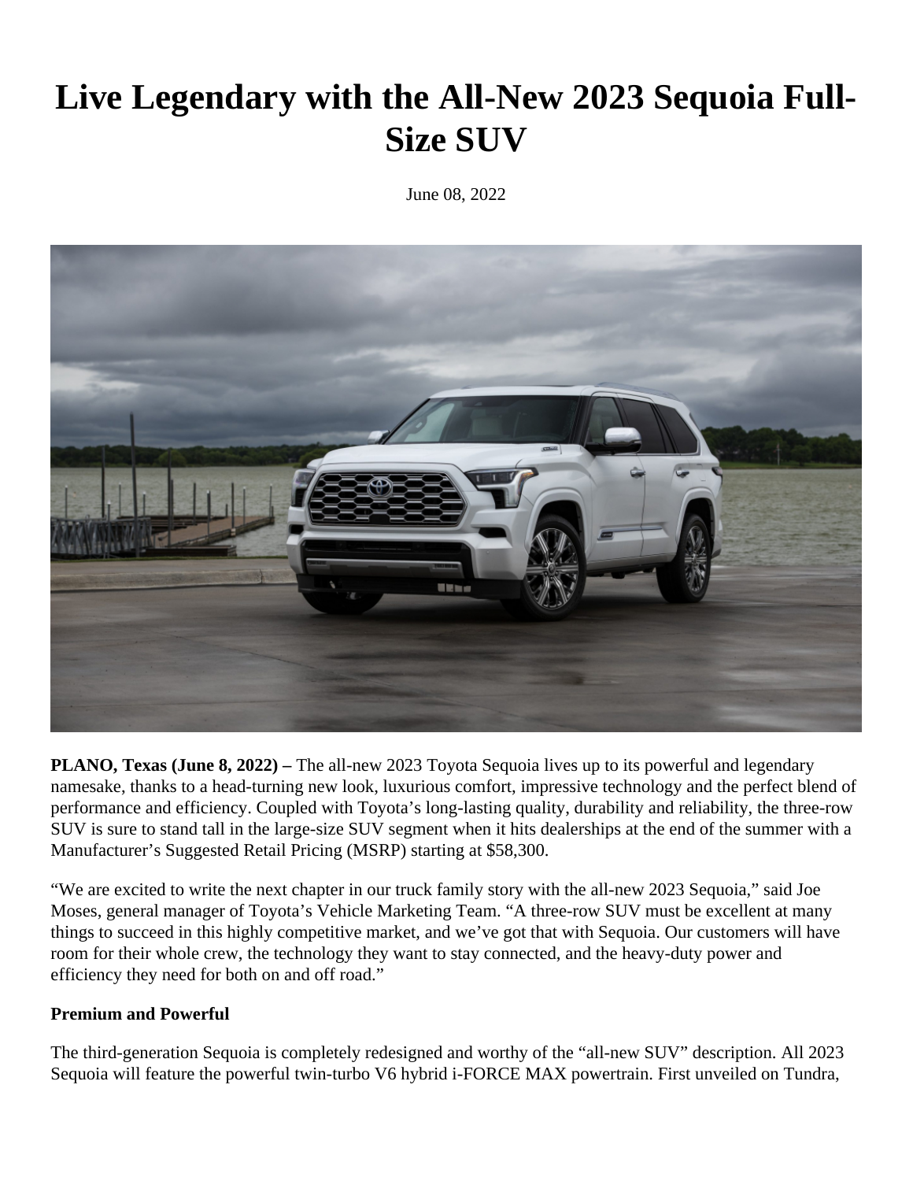# Live Legendary with the All-New 2023 Sequoia Full-Size SUV

June 08, 2022

**PLANO, Texas (June 8, 2022) –** The all-new 2023 Toyota Sequoia lives up to its powerful and legendary namesake, thanks to a head-turning new look, luxurious comfort, impressive technology and the perfect blend of performance and efficiency. Coupled with Toyota's long-lasting quality, durability and reliability, the three-row SUV is sure to stand tall in the large-size SUV segment when it hits dealerships at the end of the summer with a Manufacturer's Suggested Retail Pricing (MSRP) starting at $58,300.

"We are excited to write the next chapter in our truck family story with the all-new 2023 Sequoia," said Joe Moses, general manager of Toyota's Vehicle Marketing Team. "A three-row SUV must be excellent at many things to succeed in this highly competitive market, and we've got that with Sequoia. Our customers will have room for their whole crew, the technology they want to stay connected, and the heavy-duty power and efficiency they need for both on and off road."

**Premium and Powerful**

The third-generation Sequoia is completely redesigned and worthy of the "all-new SUV" description. All 2023 Sequoia will feature the powerful twin-turbo V6 hybrid i-FORCE MAX powertrain. First unveiled on Tundra,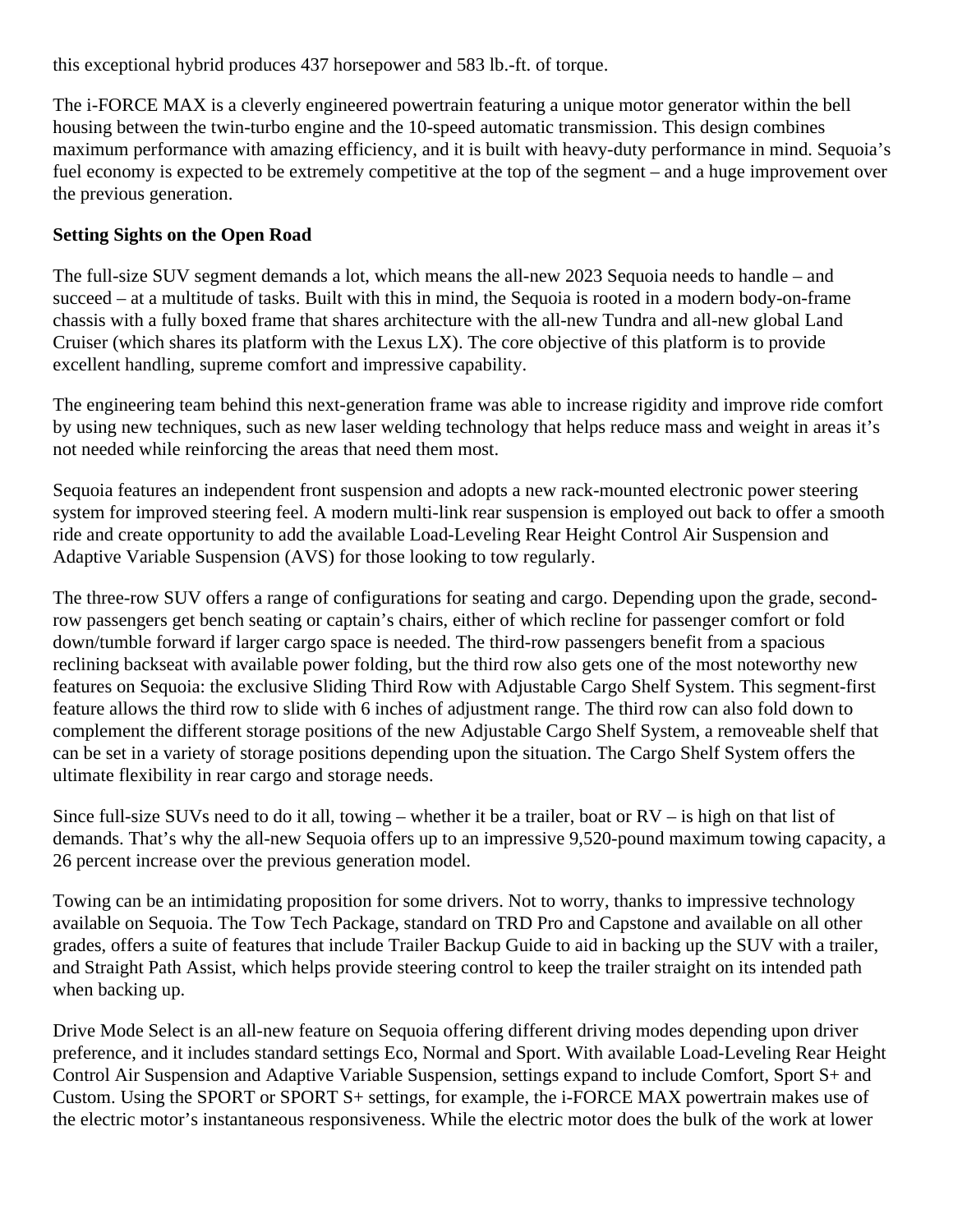this exceptional hybrid produces 437 horsepower and 583 lb.-ft. of torque.

The i-FORCE MAX is a cleverly engineered powertrain featuring a unique motor generator within the bell housing between the twin-turbo engine and the 10-speed automatic transmission. This design combines maximum performance with amazing efficiency, and it is built with heavy-duty performance in mind. Sequoia's fuel economy is expected to be extremely competitive at the top of the segment – and a huge improvement over the previous generation.

**Setting Sights on the Open Road**

The full-size SUV segment demands a lot, which means the all-new 2023 Sequoia needs to handle – and succeed – at a multitude of tasks. Built with this in mind, the Sequoia is rooted in a modern body-on-frame chassis with a fully boxed frame that shares architecture with the all-new Tundra and all-new global Land Cruiser (which shares its platform with the Lexus LX). The core objective of this platform is to provide excellent handling, supreme comfort and impressive capability.

The engineering team behind this next-generation frame was able to increase rigidity and improve ride comfort by using new techniques, such as new laser welding technology that helps reduce mass and weight in areas it's not needed while reinforcing the areas that need them most.

Sequoia features an independent front suspension and adopts a new rack-mounted electronic power steering system for improved steering feel. A modern multi-link rear suspension is employed out back to offer a smooth ride and create opportunity to add the available Load-Leveling Rear Height Control Air Suspension and Adaptive Variable Suspension (AVS) for those looking to tow regularly.

The three-row SUV offers a range of configurations for seating and cargo. Depending upon the grade, second-row passengers get bench seating or captain's chairs, either of which recline for passenger comfort or fold down/tumble forward if larger cargo space is needed. The third-row passengers benefit from a spacious reclining backseat with available power folding, but the third row also gets one of the most noteworthy new features on Sequoia: the exclusive Sliding Third Row with Adjustable Cargo Shelf System. This segment-first feature allows the third row to slide with 6 inches of adjustment range. The third row can also fold down to complement the different storage positions of the new Adjustable Cargo Shelf System, a removeable shelf that can be set in a variety of storage positions depending upon the situation. The Cargo Shelf System offers the ultimate flexibility in rear cargo and storage needs.

Since full-size SUVs need to do it all, towing – whether it be a trailer, boat or RV – is high on that list of demands. That's why the all-new Sequoia offers up to an impressive 9,520-pound maximum towing capacity, a 26 percent increase over the previous generation model.

Towing can be an intimidating proposition for some drivers. Not to worry, thanks to impressive technology available on Sequoia. The Tow Tech Package, standard on TRD Pro and Capstone and available on all other grades, offers a suite of features that include Trailer Backup Guide to aid in backing up the SUV with a trailer, and Straight Path Assist, which helps provide steering control to keep the trailer straight on its intended path when backing up.

Drive Mode Select is an all-new feature on Sequoia offering different driving modes depending upon driver preference, and it includes standard settings Eco, Normal and Sport. With available Load-Leveling Rear Height Control Air Suspension and Adaptive Variable Suspension, settings expand to include Comfort, Sport S+ and Custom. Using the SPORT or SPORT S+ settings, for example, the i-FORCE MAX powertrain makes use of the electric motor's instantaneous responsiveness. While the electric motor does the bulk of the work at lower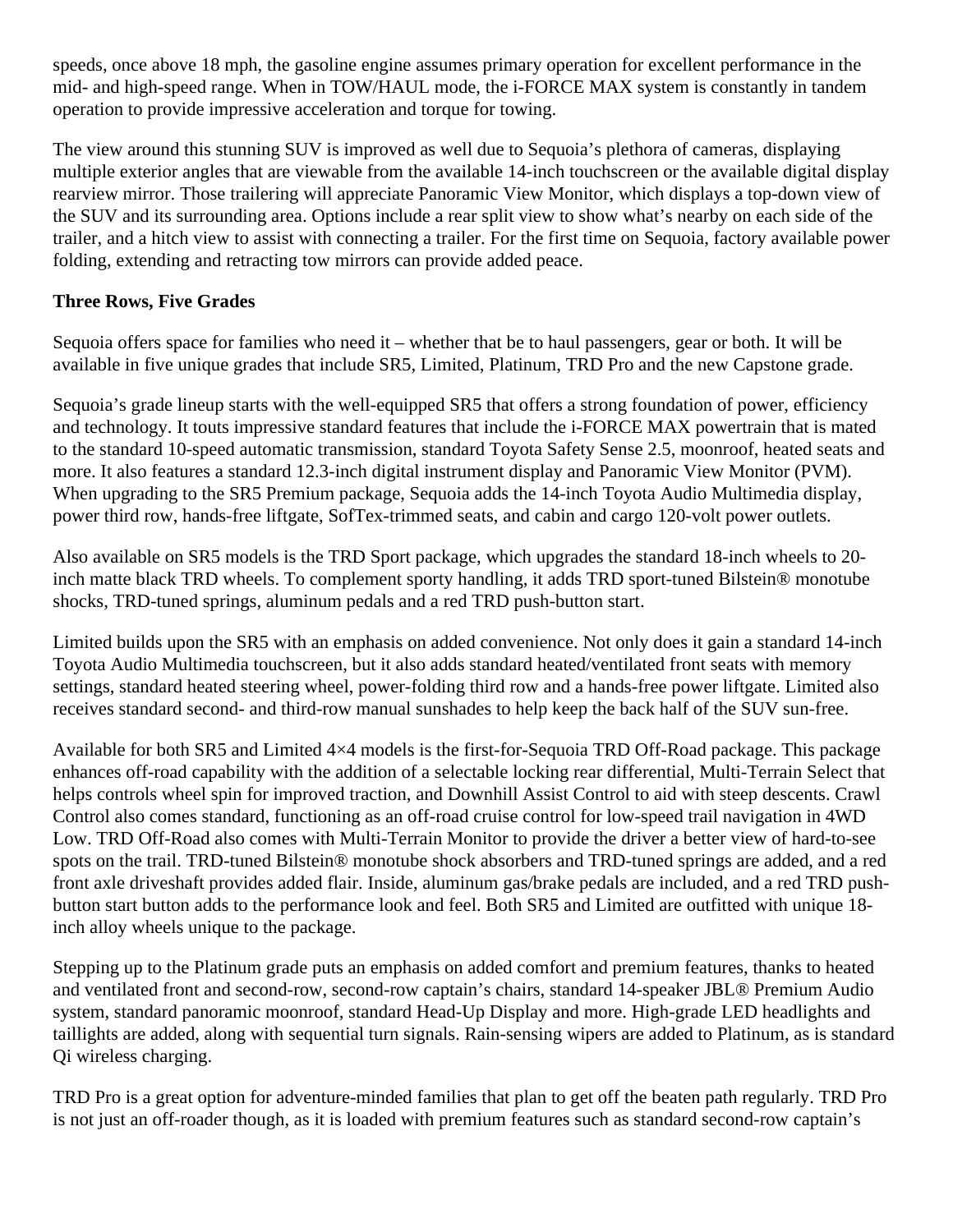speeds, once above 18 mph, the gasoline engine assumes primary operation for excellent performance in the mid- and high-speed range. When in TOW/HAUL mode, the i-FORCE MAX system is constantly in tandem operation to provide impressive acceleration and torque for towing.

The view around this stunning SUV is improved as well due to Sequoia's plethora of cameras, displaying multiple exterior angles that are viewable from the available 14-inch touchscreen or the available digital display rearview mirror. Those trailering will appreciate Panoramic View Monitor, which displays a top-down view of the SUV and its surrounding area. Options include a rear split view to show what's nearby on each side of the trailer, and a hitch view to assist with connecting a trailer. For the first time on Sequoia, factory available power folding, extending and retracting tow mirrors can provide added peace.

**Three Rows, Five Grades**

Sequoia offers space for families who need it – whether that be to haul passengers, gear or both. It will be available in five unique grades that include SR5, Limited, Platinum, TRD Pro and the new Capstone grade.

Sequoia's grade lineup starts with the well-equipped SR5 that offers a strong foundation of power, efficiency and technology. It touts impressive standard features that include the i-FORCE MAX powertrain that is mated to the standard 10-speed automatic transmission, standard Toyota Safety Sense 2.5, moonroof, heated seats and more. It also features a standard 12.3-inch digital instrument display and Panoramic View Monitor (PVM). When upgrading to the SR5 Premium package, Sequoia adds the 14-inch Toyota Audio Multimedia display, power third row, hands-free liftgate, SofTex-trimmed seats, and cabin and cargo 120-volt power outlets.

Also available on SR5 models is the TRD Sport package, which upgrades the standard 18-inch wheels to 20-inch matte black TRD wheels. To complement sporty handling, it adds TRD sport-tuned Bilstein® monotube shocks, TRD-tuned springs, aluminum pedals and a red TRD push-button start.

Limited builds upon the SR5 with an emphasis on added convenience. Not only does it gain a standard 14-inch Toyota Audio Multimedia touchscreen, but it also adds standard heated/ventilated front seats with memory settings, standard heated steering wheel, power-folding third row and a hands-free power liftgate. Limited also receives standard second- and third-row manual sunshades to help keep the back half of the SUV sun-free.

Available for both SR5 and Limited 4×4 models is the first-for-Sequoia TRD Off-Road package. This package enhances off-road capability with the addition of a selectable locking rear differential, Multi-Terrain Select that helps controls wheel spin for improved traction, and Downhill Assist Control to aid with steep descents. Crawl Control also comes standard, functioning as an off-road cruise control for low-speed trail navigation in 4WD Low. TRD Off-Road also comes with Multi-Terrain Monitor to provide the driver a better view of hard-to-see spots on the trail. TRD-tuned Bilstein® monotube shock absorbers and TRD-tuned springs are added, and a red front axle driveshaft provides added flair. Inside, aluminum gas/brake pedals are included, and a red TRD push-button start button adds to the performance look and feel. Both SR5 and Limited are outfitted with unique 18-inch alloy wheels unique to the package.

Stepping up to the Platinum grade puts an emphasis on added comfort and premium features, thanks to heated and ventilated front and second-row, second-row captain's chairs, standard 14-speaker JBL® Premium Audio system, standard panoramic moonroof, standard Head-Up Display and more. High-grade LED headlights and taillights are added, along with sequential turn signals. Rain-sensing wipers are added to Platinum, as is standard Qi wireless charging.

TRD Pro is a great option for adventure-minded families that plan to get off the beaten path regularly. TRD Pro is not just an off-roader though, as it is loaded with premium features such as standard second-row captain's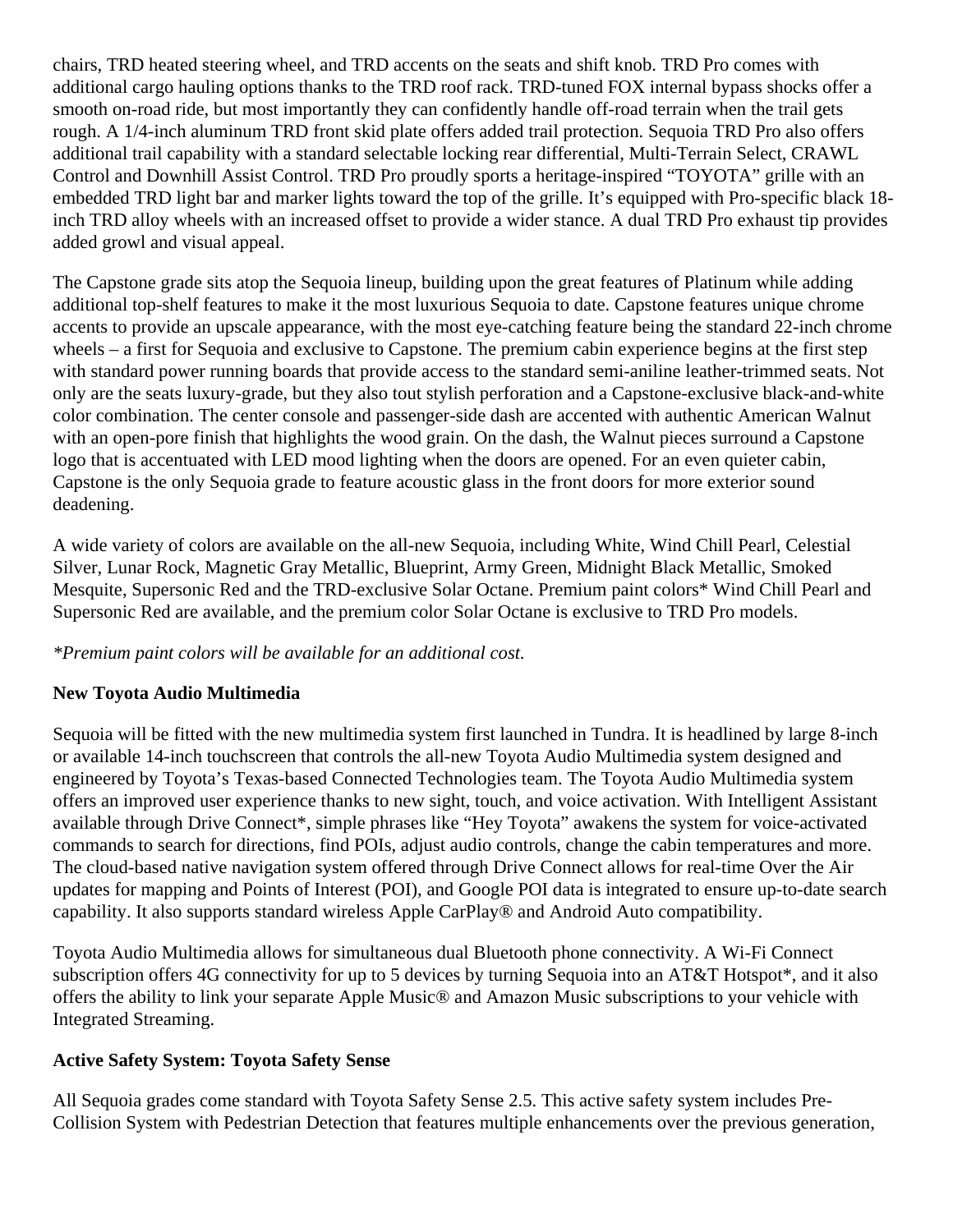chairs, TRD heated steering wheel, and TRD accents on the seats and shift knob. TRD Pro comes with additional cargo hauling options thanks to the TRD roof rack. TRD-tuned FOX internal bypass shocks offer a smooth on-road ride, but most importantly they can confidently handle off-road terrain when the trail gets rough. A 1/4-inch aluminum TRD front skid plate offers added trail protection. Sequoia TRD Pro also offers additional trail capability with a standard selectable locking rear differential, Multi-Terrain Select, CRAWL Control and Downhill Assist Control. TRD Pro proudly sports a heritage-inspired "TOYOTA" grille with an embedded TRD light bar and marker lights toward the top of the grille. It's equipped with Pro-specific black 18-inch TRD alloy wheels with an increased offset to provide a wider stance. A dual TRD Pro exhaust tip provides added growl and visual appeal.

The Capstone grade sits atop the Sequoia lineup, building upon the great features of Platinum while adding additional top-shelf features to make it the most luxurious Sequoia to date. Capstone features unique chrome accents to provide an upscale appearance, with the most eye-catching feature being the standard 22-inch chrome wheels – a first for Sequoia and exclusive to Capstone. The premium cabin experience begins at the first step with standard power running boards that provide access to the standard semi-aniline leather-trimmed seats. Not only are the seats luxury-grade, but they also tout stylish perforation and a Capstone-exclusive black-and-white color combination. The center console and passenger-side dash are accented with authentic American Walnut with an open-pore finish that highlights the wood grain. On the dash, the Walnut pieces surround a Capstone logo that is accentuated with LED mood lighting when the doors are opened. For an even quieter cabin, Capstone is the only Sequoia grade to feature acoustic glass in the front doors for more exterior sound deadening.

A wide variety of colors are available on the all-new Sequoia, including White, Wind Chill Pearl, Celestial Silver, Lunar Rock, Magnetic Gray Metallic, Blueprint, Army Green, Midnight Black Metallic, Smoked Mesquite, Supersonic Red and the TRD-exclusive Solar Octane. Premium paint colors* Wind Chill Pearl and Supersonic Red are available, and the premium color Solar Octane is exclusive to TRD Pro models.

*\*Premium paint colors will be available for an additional cost.*

**New Toyota Audio Multimedia**

Sequoia will be fitted with the new multimedia system first launched in Tundra. It is headlined by large 8-inch or available 14-inch touchscreen that controls the all-new Toyota Audio Multimedia system designed and engineered by Toyota's Texas-based Connected Technologies team. The Toyota Audio Multimedia system offers an improved user experience thanks to new sight, touch, and voice activation. With Intelligent Assistant available through Drive Connect*, simple phrases like "Hey Toyota" awakens the system for voice-activated commands to search for directions, find POIs, adjust audio controls, change the cabin temperatures and more. The cloud-based native navigation system offered through Drive Connect allows for real-time Over the Air updates for mapping and Points of Interest (POI), and Google POI data is integrated to ensure up-to-date search capability. It also supports standard wireless Apple CarPlay® and Android Auto compatibility.

Toyota Audio Multimedia allows for simultaneous dual Bluetooth phone connectivity. A Wi-Fi Connect subscription offers 4G connectivity for up to 5 devices by turning Sequoia into an AT&T Hotspot*, and it also offers the ability to link your separate Apple Music® and Amazon Music subscriptions to your vehicle with Integrated Streaming.

**Active Safety System: Toyota Safety Sense**

All Sequoia grades come standard with Toyota Safety Sense 2.5. This active safety system includes Pre-Collision System with Pedestrian Detection that features multiple enhancements over the previous generation,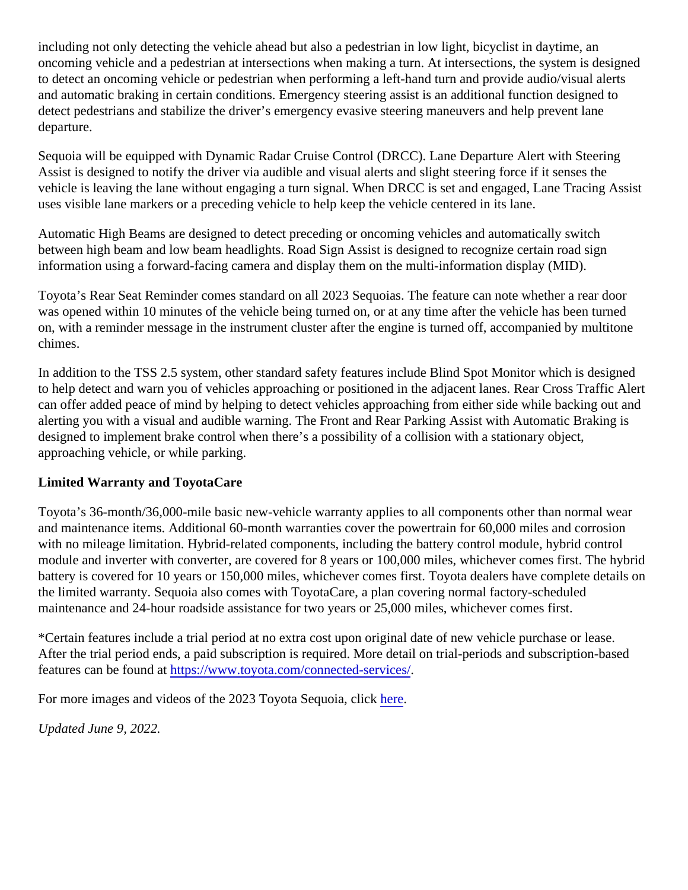including not only detecting the vehicle ahead but also a pedestrian in low light, bicyclist in daytime, an oncoming vehicle and a pedestrian at intersections when making a turn. At intersections, the system is designed to detect an oncoming vehicle or pedestrian when performing a left-hand turn and provide audio/visual alerts and automatic braking in certain conditions. Emergency steering assist is an additional function designed to detect pedestrians and stabilize the driver's emergency evasive steering maneuvers and help prevent lane departure.

Sequoia will be equipped with Dynamic Radar Cruise Control (DRCC). Lane Departure Alert with Steering Assist is designed to notify the driver via audible and visual alerts and slight steering force if it senses the vehicle is leaving the lane without engaging a turn signal. When DRCC is set and engaged, Lane Tracing Assist uses visible lane markers or a preceding vehicle to help keep the vehicle centered in its lane.

Automatic High Beams are designed to detect preceding or oncoming vehicles and automatically switch between high beam and low beam headlights. Road Sign Assist is designed to recognize certain road sign information using a forward-facing camera and display them on the multi-information display (MID).

Toyota's Rear Seat Reminder comes standard on all 2023 Sequoias. The feature can note whether a rear door was opened within 10 minutes of the vehicle being turned on, or at any time after the vehicle has been turned on, with a reminder message in the instrument cluster after the engine is turned off, accompanied by multitone chimes.

In addition to the TSS 2.5 system, other standard safety features include Blind Spot Monitor which is designed to help detect and warn you of vehicles approaching or positioned in the adjacent lanes. Rear Cross Traffic Alert can offer added peace of mind by helping to detect vehicles approaching from either side while backing out and alerting you with a visual and audible warning. The Front and Rear Parking Assist with Automatic Braking is designed to implement brake control when there's a possibility of a collision with a stationary object, approaching vehicle, or while parking.

**Limited Warranty and ToyotaCare**

Toyota's 36-month/36,000-mile basic new-vehicle warranty applies to all components other than normal wear and maintenance items. Additional 60-month warranties cover the powertrain for 60,000 miles and corrosion with no mileage limitation. Hybrid-related components, including the battery control module, hybrid control module and inverter with converter, are covered for 8 years or 100,000 miles, whichever comes first. The hybrid battery is covered for 10 years or 150,000 miles, whichever comes first. Toyota dealers have complete details on the limited warranty. Sequoia also comes with ToyotaCare, a plan covering normal factory-scheduled maintenance and 24-hour roadside assistance for two years or 25,000 miles, whichever comes first.

*Certain features include a trial period at no extra cost upon original date of new vehicle purchase or lease. After the trial period ends, a paid subscription is required. More detail on trial-periods and subscription-based features can be found at https://www.toyota.com/connected-services/.

For more images and videos of the 2023 Toyota Sequoia, click here.

*Updated June 9, 2022.*